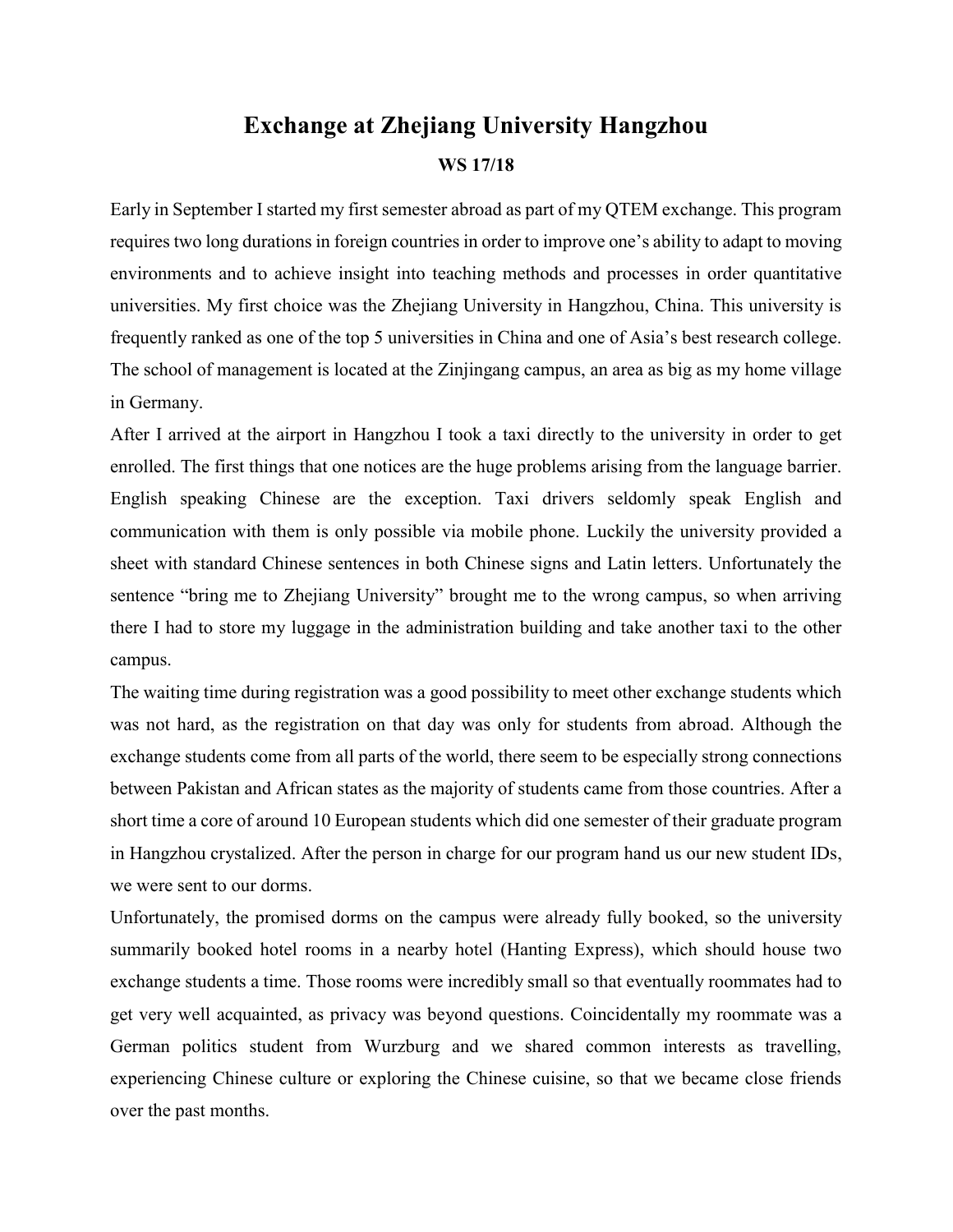# Exchange at Zhejiang University Hangzhou

**WS 17/18**

Early in September I started my first semester abroad as part of my QTEM exchange. This program requires two long durations in foreign countries in order to improve one's ability to adapt to moving environments and to achieve insight into teaching methods and processes in order quantitative universities. My first choice was the Zhejiang University in Hangzhou, China. This university is frequently ranked as one of the top 5 universities in China and one of Asia's best research college. The school of management is located at the Zinjingang campus, an area as big as my home village in Germany.

After I arrived at the airport in Hangzhou I took a taxi directly to the university in order to get enrolled. The first things that one notices are the huge problems arising from the language barrier. English speaking Chinese are the exception. Taxi drivers seldomly speak English and communication with them is only possible via mobile phone. Luckily the university provided a sheet with standard Chinese sentences in both Chinese signs and Latin letters. Unfortunately the sentence "bring me to Zhejiang University" brought me to the wrong campus, so when arriving there I had to store my luggage in the administration building and take another taxi to the other campus.

The waiting time during registration was a good possibility to meet other exchange students which was not hard, as the registration on that day was only for students from abroad. Although the exchange students come from all parts of the world, there seem to be especially strong connections between Pakistan and African states as the majority of students came from those countries. After a short time a core of around 10 European students which did one semester of their graduate program in Hangzhou crystalized. After the person in charge for our program hand us our new student IDs, we were sent to our dorms.

Unfortunately, the promised dorms on the campus were already fully booked, so the university summarily booked hotel rooms in a nearby hotel (Hanting Express), which should house two exchange students a time. Those rooms were incredibly small so that eventually roommates had to get very well acquainted, as privacy was beyond questions. Coincidentally my roommate was a German politics student from Wurzburg and we shared common interests as travelling, experiencing Chinese culture or exploring the Chinese cuisine, so that we became close friends over the past months.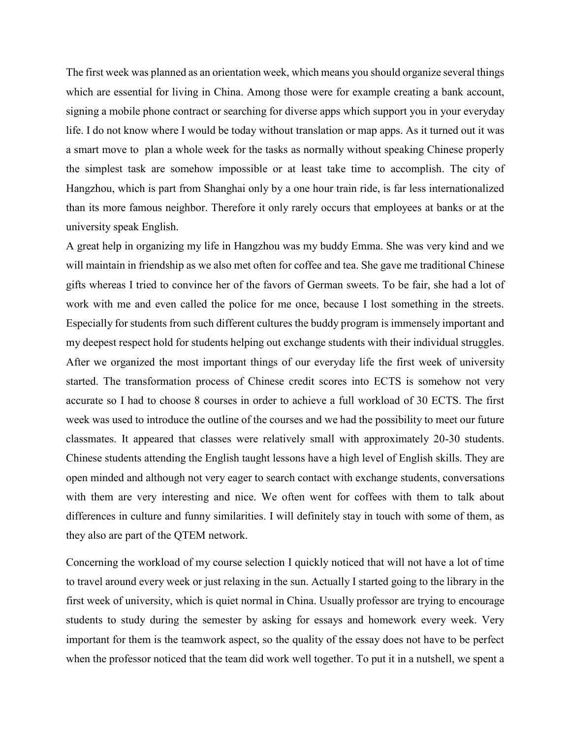The first week was planned as an orientation week, which means you should organize several things which are essential for living in China. Among those were for example creating a bank account, signing a mobile phone contract or searching for diverse apps which support you in your everyday life. I do not know where I would be today without translation or map apps. As it turned out it was a smart move to plan a whole week for the tasks as normally without speaking Chinese properly the simplest task are somehow impossible or at least take time to accomplish. The city of Hangzhou, which is part from Shanghai only by a one hour train ride, is far less internationalized than its more famous neighbor. Therefore it only rarely occurs that employees at banks or at the university speak English.

A great help in organizing my life in Hangzhou was my buddy Emma. She was very kind and we will maintain in friendship as we also met often for coffee and tea. She gave me traditional Chinese gifts whereas I tried to convince her of the favors of German sweets. To be fair, she had a lot of work with me and even called the police for me once, because I lost something in the streets. Especially for students from such different cultures the buddy program is immensely important and my deepest respect hold for students helping out exchange students with their individual struggles. After we organized the most important things of our everyday life the first week of university started. The transformation process of Chinese credit scores into ECTS is somehow not very accurate so I had to choose 8 courses in order to achieve a full workload of 30 ECTS. The first week was used to introduce the outline of the courses and we had the possibility to meet our future classmates. It appeared that classes were relatively small with approximately 20-30 students. Chinese students attending the English taught lessons have a high level of English skills. They are open minded and although not very eager to search contact with exchange students, conversations with them are very interesting and nice. We often went for coffees with them to talk about differences in culture and funny similarities. I will definitely stay in touch with some of them, as they also are part of the QTEM network.

Concerning the workload of my course selection I quickly noticed that will not have a lot of time to travel around every week or just relaxing in the sun. Actually I started going to the library in the first week of university, which is quiet normal in China. Usually professor are trying to encourage students to study during the semester by asking for essays and homework every week. Very important for them is the teamwork aspect, so the quality of the essay does not have to be perfect when the professor noticed that the team did work well together. To put it in a nutshell, we spent a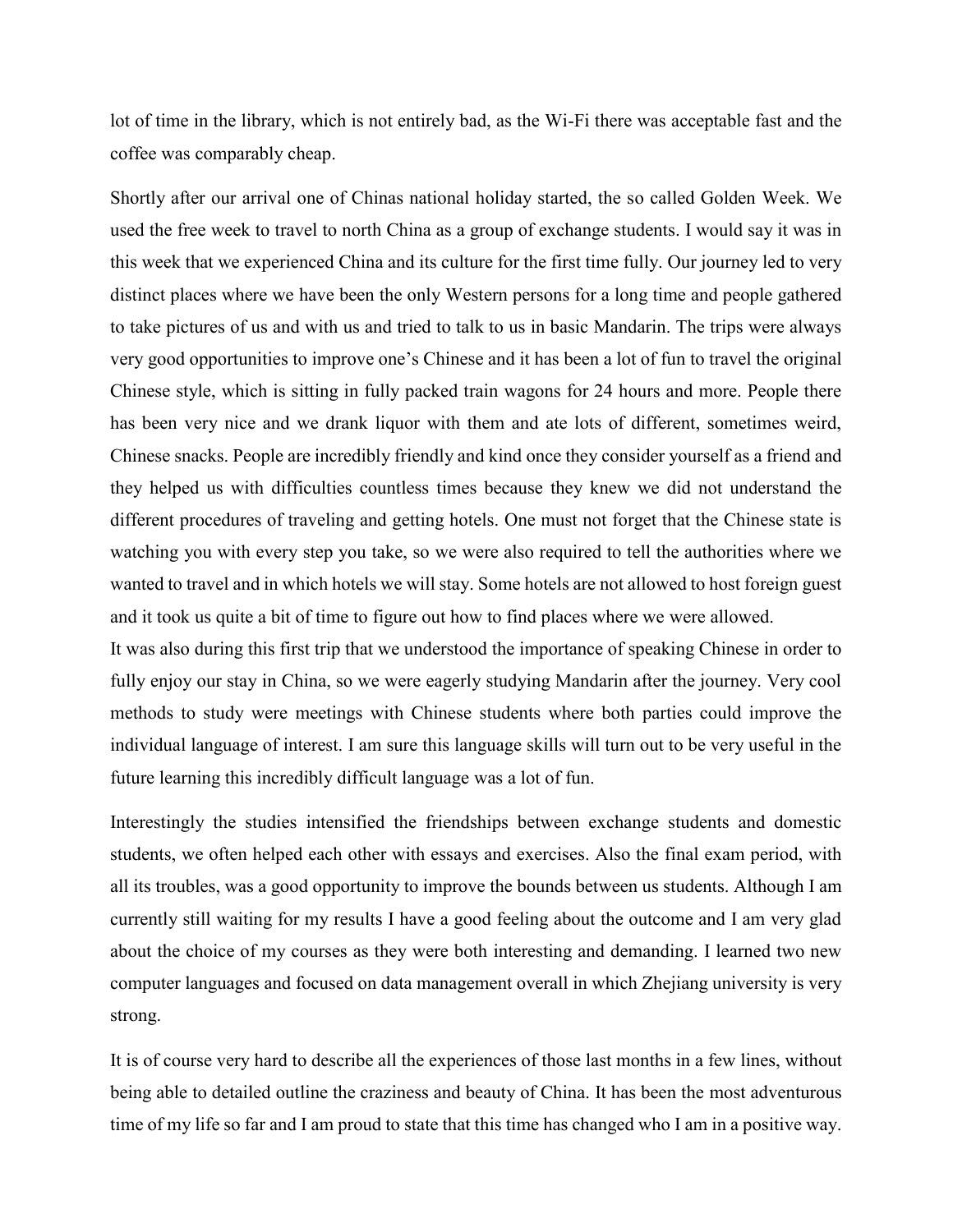lot of time in the library, which is not entirely bad, as the Wi-Fi there was acceptable fast and the coffee was comparably cheap.

Shortly after our arrival one of Chinas national holiday started, the so called Golden Week. We used the free week to travel to north China as a group of exchange students. I would say it was in this week that we experienced China and its culture for the first time fully. Our journey led to very distinct places where we have been the only Western persons for a long time and people gathered to take pictures of us and with us and tried to talk to us in basic Mandarin. The trips were always very good opportunities to improve one's Chinese and it has been a lot of fun to travel the original Chinese style, which is sitting in fully packed train wagons for 24 hours and more. People there has been very nice and we drank liquor with them and ate lots of different, sometimes weird, Chinese snacks. People are incredibly friendly and kind once they consider yourself as a friend and they helped us with difficulties countless times because they knew we did not understand the different procedures of traveling and getting hotels. One must not forget that the Chinese state is watching you with every step you take, so we were also required to tell the authorities where we wanted to travel and in which hotels we will stay. Some hotels are not allowed to host foreign guest and it took us quite a bit of time to figure out how to find places where we were allowed.

It was also during this first trip that we understood the importance of speaking Chinese in order to fully enjoy our stay in China, so we were eagerly studying Mandarin after the journey. Very cool methods to study were meetings with Chinese students where both parties could improve the individual language of interest. I am sure this language skills will turn out to be very useful in the future learning this incredibly difficult language was a lot of fun.

Interestingly the studies intensified the friendships between exchange students and domestic students, we often helped each other with essays and exercises. Also the final exam period, with all its troubles, was a good opportunity to improve the bounds between us students. Although I am currently still waiting for my results I have a good feeling about the outcome and I am very glad about the choice of my courses as they were both interesting and demanding. I learned two new computer languages and focused on data management overall in which Zhejiang university is very strong.

It is of course very hard to describe all the experiences of those last months in a few lines, without being able to detailed outline the craziness and beauty of China. It has been the most adventurous time of my life so far and I am proud to state that this time has changed who I am in a positive way.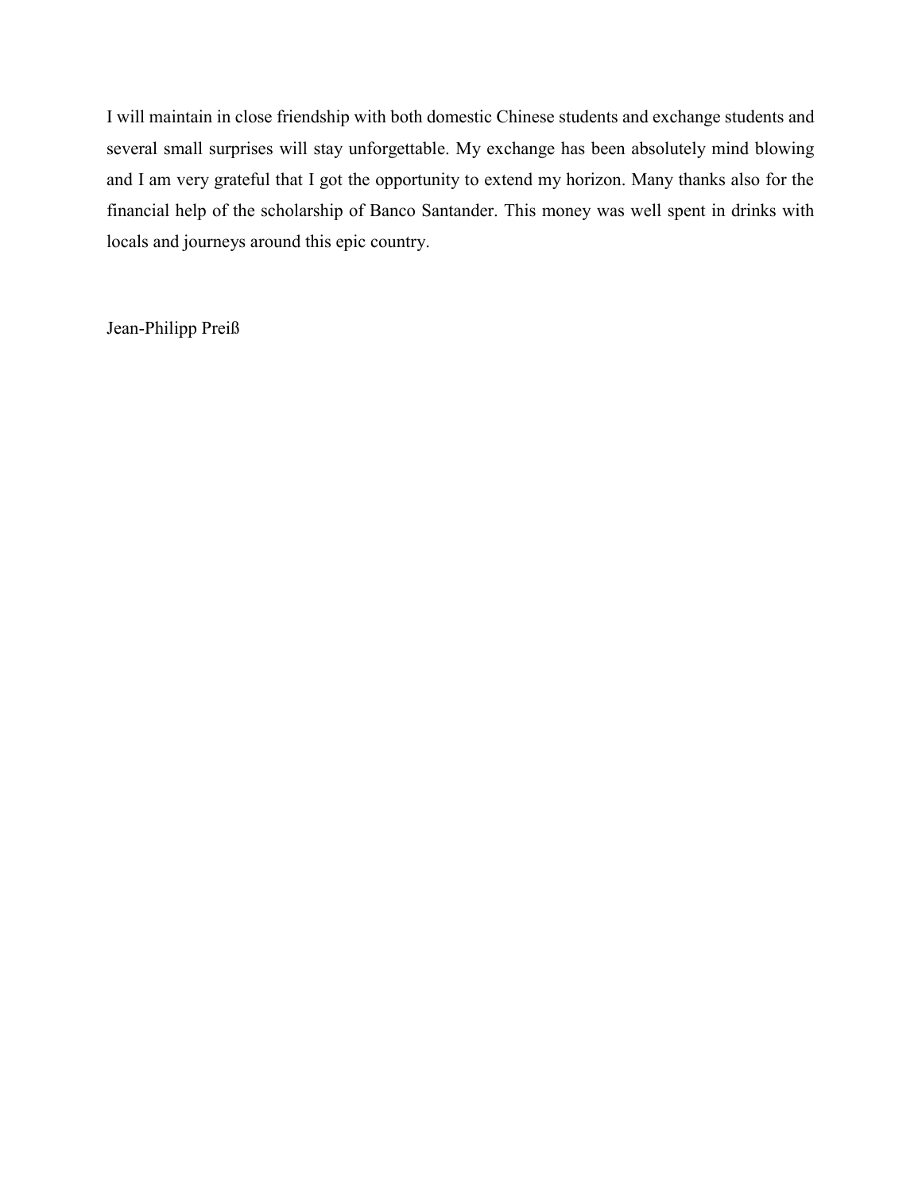I will maintain in close friendship with both domestic Chinese students and exchange students and several small surprises will stay unforgettable. My exchange has been absolutely mind blowing and I am very grateful that I got the opportunity to extend my horizon. Many thanks also for the financial help of the scholarship of Banco Santander. This money was well spent in drinks with locals and journeys around this epic country.

Jean-Philipp Preiß